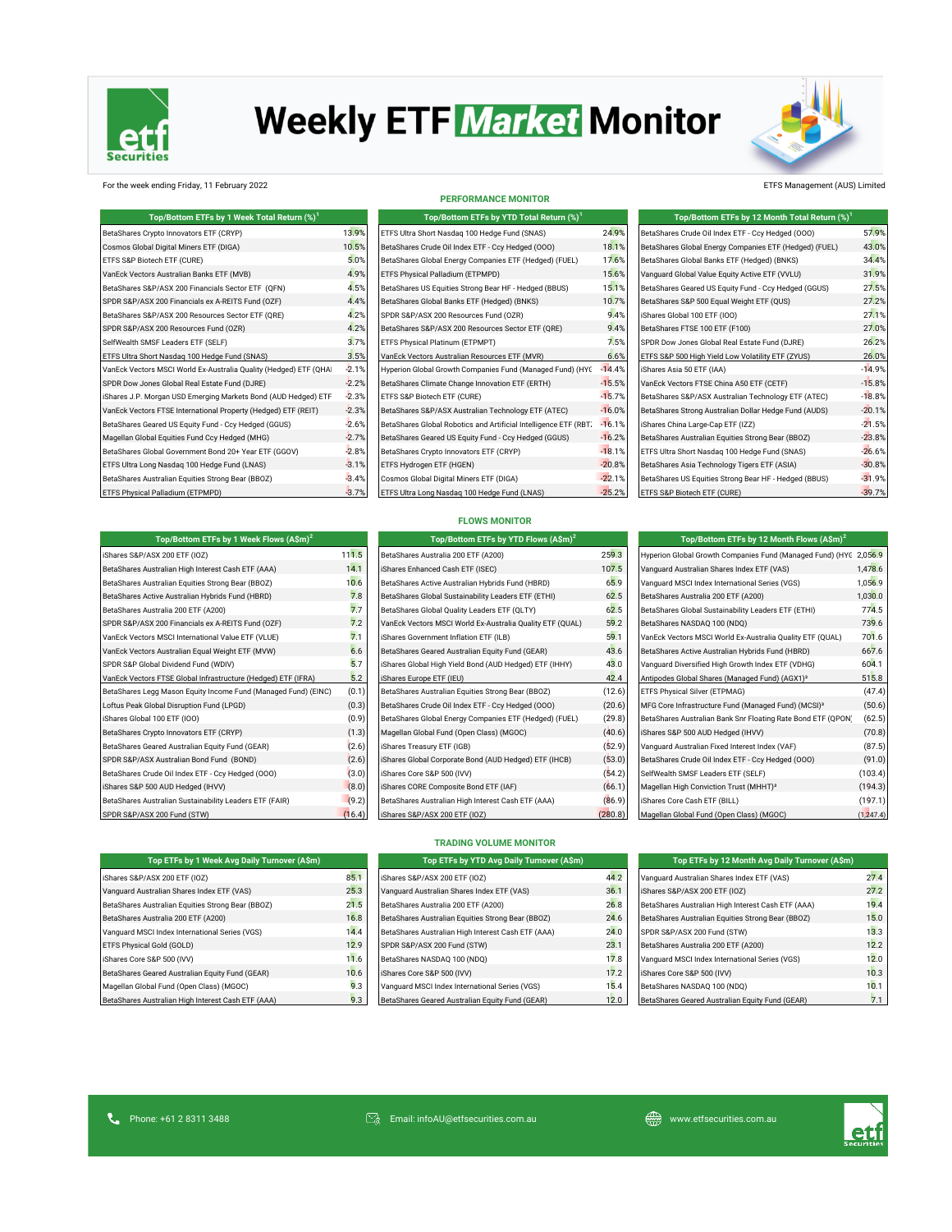# Weekly ETF Market Monitor

For the week ending Friday, 11 February 2022

ETFS Management (AUS) Limited

## PERFORMANCE MONITOR

| Top/Bottom ETFs by 1 Week Total Return (%)[1] | |
|---|---|
| BetaShares Crypto Innovators ETF (CRYP) | 13.9% |
| Cosmos Global Digital Miners ETF (DIGA) | 10.5% |
| ETFS S&P Biotech ETF (CURE) | 5.0% |
| VanEck Vectors Australian Banks ETF (MVB) | 4.9% |
| BetaShares S&P/ASX 200 Financials Sector ETF (QFN) | 4.5% |
| SPDR S&P/ASX 200 Financials ex A-REITS Fund (OZF) | 4.4% |
| BetaShares S&P/ASX 200 Resources Sector ETF (QRE) | 4.2% |
| SPDR S&P/ASX 200 Resources Fund (OZR) | 4.2% |
| SelfWealth SMSF Leaders ETF (SELF) | 3.7% |
| ETFS Ultra Short Nasdaq 100 Hedge Fund (SNAS) | 3.5% |
| VanEck Vectors MSCI World Ex-Australia Quality (Hedged) ETF (QHAl | -2.1% |
| SPDR Dow Jones Global Real Estate Fund (DJRE) | -2.2% |
| iShares J.P. Morgan USD Emerging Markets Bond (AUD Hedged) ETF | -2.3% |
| VanEck Vectors FTSE International Property (Hedged) ETF (REIT) | -2.3% |
| BetaShares Geared US Equity Fund - Ccy Hedged (GGUS) | -2.6% |
| Magellan Global Equities Fund Ccy Hedged (MHG) | -2.7% |
| BetaShares Global Government Bond 20+ Year ETF (GGOV) | -2.8% |
| ETFS Ultra Long Nasdaq 100 Hedge Fund (LNAS) | -3.1% |
| BetaShares Australian Equities Strong Bear (BBOZ) | -3.4% |
| ETFS Physical Palladium (ETPMPD) | -3.7% |

| Top/Bottom ETFs by YTD Total Return (%)[1] | |
|---|---|
| ETFS Ultra Short Nasdaq 100 Hedge Fund (SNAS) | 24.9% |
| BetaShares Crude Oil Index ETF - Ccy Hedged (OOO) | 18.1% |
| BetaShares Global Energy Companies ETF (Hedged) (FUEL) | 17.6% |
| ETFS Physical Palladium (ETPMPD) | 15.6% |
| BetaShares US Equities Strong Bear HF - Hedged (BBUS) | 15.1% |
| BetaShares Global Banks ETF (Hedged) (BNKS) | 10.7% |
| SPDR S&P/ASX 200 Resources Fund (OZR) | 9.4% |
| BetaShares S&P/ASX 200 Resources Sector ETF (QRE) | 9.4% |
| ETFS Physical Platinum (ETPMPT) | 7.5% |
| VanEck Vectors Australian Resources ETF (MVR) | 6.6% |
| Hyperion Global Growth Companies Fund (Managed Fund) (HYG | -14.4% |
| BetaShares Climate Change Innovation ETF (ERTH) | -15.5% |
| ETFS S&P Biotech ETF (CURE) | -15.7% |
| BetaShares S&P/ASX Australian Technology ETF (ATEC) | -16.0% |
| BetaShares Global Robotics and Artificial Intelligence ETF (RBT. | -16.1% |
| BetaShares Geared US Equity Fund - Ccy Hedged (GGUS) | -16.2% |
| BetaShares Crypto Innovators ETF (CRYP) | -18.1% |
| ETFS Hydrogen ETF (HGEN) | -20.8% |
| Cosmos Global Digital Miners ETF (DIGA) | -22.1% |
| ETFS Ultra Long Nasdaq 100 Hedge Fund (LNAS) | -25.2% |

| Top/Bottom ETFs by 12 Month Total Return (%)[1] | |
|---|---|
| BetaShares Crude Oil Index ETF - Ccy Hedged (OOO) | 57.9% |
| BetaShares Global Energy Companies ETF (Hedged) (FUEL) | 43.0% |
| BetaShares Global Banks ETF (Hedged) (BNKS) | 34.4% |
| Vanguard Global Value Equity Active ETF (VVLU) | 31.9% |
| BetaShares Geared US Equity Fund - Ccy Hedged (GGUS) | 27.5% |
| BetaShares S&P 500 Equal Weight ETF (QUS) | 27.2% |
| iShares Global 100 ETF (IOO) | 27.1% |
| BetaShares FTSE 100 ETF (F100) | 27.0% |
| SPDR Dow Jones Global Real Estate Fund (DJRE) | 26.2% |
| ETFS S&P 500 High Yield Low Volatility ETF (ZYUS) | 26.0% |
| iShares Asia 50 ETF (IAA) | -14.9% |
| VanEck Vectors FTSE China A50 ETF (CETF) | -15.8% |
| BetaShares S&P/ASX Australian Technology ETF (ATEC) | -18.8% |
| BetaShares Strong Australian Dollar Hedge Fund (AUDS) | -20.1% |
| iShares China Large-Cap ETF (IZZ) | -21.5% |
| BetaShares Australian Equities Strong Bear (BBOZ) | -23.8% |
| ETFS Ultra Short Nasdaq 100 Hedge Fund (SNAS) | -26.6% |
| BetaShares Asia Technology Tigers ETF (ASIA) | -30.8% |
| BetaShares US Equities Strong Bear HF - Hedged (BBUS) | -31.9% |
| ETFS S&P Biotech ETF (CURE) | -39.7% |

## FLOWS MONITOR

| Top/Bottom ETFs by 1 Week Flows (A$m)[2] | |
|---|---|
| iShares S&P/ASX 200 ETF (IOZ) | 111.5 |
| BetaShares Australian High Interest Cash ETF (AAA) | 14.1 |
| BetaShares Australian Equities Strong Bear (BBOZ) | 10.6 |
| BetaShares Active Australian Hybrids Fund (HBRD) | 7.8 |
| BetaShares Australia 200 ETF (A200) | 7.7 |
| SPDR S&P/ASX 200 Financials ex A-REITS Fund (OZF) | 7.2 |
| VanEck Vectors MSCI International Value ETF (VLUE) | 7.1 |
| VanEck Vectors Australian Equal Weight ETF (MVW) | 6.6 |
| SPDR S&P Global Dividend Fund (WDIV) | 5.7 |
| VanEck Vectors FTSE Global Infrastructure (Hedged) ETF (IFRA) | 5.2 |
| BetaShares Legg Mason Equity Income Fund (Managed Fund) (EINC) | (0.1) |
| Loftus Peak Global Disruption Fund (LPGD) | (0.3) |
| iShares Global 100 ETF (IOO) | (0.9) |
| BetaShares Crypto Innovators ETF (CRYP) | (1.3) |
| BetaShares Geared Australian Equity Fund (GEAR) | (2.6) |
| SPDR S&P/ASX Australian Bond Fund (BOND) | (2.6) |
| BetaShares Crude Oil Index ETF - Ccy Hedged (OOO) | (3.0) |
| iShares S&P 500 AUD Hedged (IHVV) | (8.0) |
| BetaShares Australian Sustainability Leaders ETF (FAIR) | (9.2) |
| SPDR S&P/ASX 200 Fund (STW) | (16.4) |

| Top/Bottom ETFs by YTD Flows (A$m)[2] | |
|---|---|
| BetaShares Australia 200 ETF (A200) | 259.3 |
| iShares Enhanced Cash ETF (ISEC) | 107.5 |
| BetaShares Active Australian Hybrids Fund (HBRD) | 65.9 |
| BetaShares Global Sustainability Leaders ETF (ETHI) | 62.5 |
| BetaShares Global Quality Leaders ETF (QLTY) | 62.5 |
| VanEck Vectors MSCI World Ex-Australia Quality ETF (QUAL) | 59.2 |
| iShares Government Inflation ETF (ILB) | 59.1 |
| BetaShares Geared Australian Equity Fund (GEAR) | 43.6 |
| iShares Global High Yield Bond (AUD Hedged) ETF (IHHY) | 43.0 |
| iShares Europe ETF (IEU) | 42.4 |
| BetaShares Australian Equities Strong Bear (BBOZ) | (12.6) |
| BetaShares Crude Oil Index ETF - Ccy Hedged (OOO) | (20.6) |
| BetaShares Global Energy Companies ETF (Hedged) (FUEL) | (29.8) |
| Magellan Global Fund (Open Class) (MGOC) | (40.6) |
| iShares Treasury ETF (IGB) | (52.9) |
| iShares Global Corporate Bond (AUD Hedged) ETF (IHCB) | (53.0) |
| iShares Core S&P 500 (IVV) | (54.2) |
| iShares CORE Composite Bond ETF (IAF) | (66.1) |
| BetaShares Australian High Interest Cash ETF (AAA) | (86.9) |
| iShares S&P/ASX 200 ETF (IOZ) | (280.8) |

| Top/Bottom ETFs by 12 Month Flows (A$m)[2] | |
|---|---|
| Hyperion Global Growth Companies Fund (Managed Fund) (HYG | 2,056.9 |
| Vanguard Australian Shares Index ETF (VAS) | 1,478.6 |
| Vanguard MSCI Index International Series (VGS) | 1,056.9 |
| BetaShares Australia 200 ETF (A200) | 1,030.0 |
| BetaShares Global Sustainability Leaders ETF (ETHI) | 774.5 |
| BetaShares NASDAQ 100 (NDQ) | 739.6 |
| VanEck Vectors MSCI World Ex-Australia Quality ETF (QUAL) | 701.6 |
| BetaShares Active Australian Hybrids Fund (HBRD) | 667.6 |
| Vanguard Diversified High Growth Index ETF (VDHG) | 604.1 |
| Antipodes Global Shares (Managed Fund) (AGX1)[3] | 515.8 |
| ETFS Physical Silver (ETPMAG) | (47.4) |
| MFG Core Infrastructure Fund (Managed Fund) (MCSI)[3] | (50.6) |
| BetaShares Australian Bank Snr Floating Rate Bond ETF (QPON | (62.5) |
| iShares S&P 500 AUD Hedged (IHVV) | (70.8) |
| Vanguard Australian Fixed Interest Index (VAF) | (87.5) |
| BetaShares Crude Oil Index ETF - Ccy Hedged (OOO) | (91.0) |
| SelfWealth SMSF Leaders ETF (SELF) | (103.4) |
| Magellan High Conviction Trust (MHHT)[3] | (194.3) |
| iShares Core Cash ETF (BILL) | (197.1) |
| Magellan Global Fund (Open Class) (MGOC) | (1,247.4) |

## TRADING VOLUME MONITOR

| Top ETFs by 1 Week Avg Daily Turnover (A$m) | |
|---|---|
| iShares S&P/ASX 200 ETF (IOZ) | 85.1 |
| Vanguard Australian Shares Index ETF (VAS) | 25.3 |
| BetaShares Australian Equities Strong Bear (BBOZ) | 21.5 |
| BetaShares Australia 200 ETF (A200) | 16.8 |
| Vanguard MSCI Index International Series (VGS) | 14.4 |
| ETFS Physical Gold (GOLD) | 12.9 |
| iShares Core S&P 500 (IVV) | 11.6 |
| BetaShares Geared Australian Equity Fund (GEAR) | 10.6 |
| Magellan Global Fund (Open Class) (MGOC) | 9.3 |
| BetaShares Australian High Interest Cash ETF (AAA) | 9.3 |

| Top ETFs by YTD Avg Daily Turnover (A$m) | |
|---|---|
| iShares S&P/ASX 200 ETF (IOZ) | 44.2 |
| Vanguard Australian Shares Index ETF (VAS) | 36.1 |
| BetaShares Australia 200 ETF (A200) | 26.8 |
| BetaShares Australian Equities Strong Bear (BBOZ) | 24.6 |
| BetaShares Australian High Interest Cash ETF (AAA) | 24.0 |
| SPDR S&P/ASX 200 Fund (STW) | 23.1 |
| BetaShares NASDAQ 100 (NDQ) | 17.8 |
| iShares Core S&P 500 (IVV) | 17.2 |
| Vanguard MSCI Index International Series (VGS) | 15.4 |
| BetaShares Geared Australian Equity Fund (GEAR) | 12.0 |

| Top ETFs by 12 Month Avg Daily Turnover (A$m) | |
|---|---|
| Vanguard Australian Shares Index ETF (VAS) | 27.4 |
| iShares S&P/ASX 200 ETF (IOZ) | 27.2 |
| BetaShares Australian High Interest Cash ETF (AAA) | 19.4 |
| BetaShares Australian Equities Strong Bear (BBOZ) | 15.0 |
| SPDR S&P/ASX 200 Fund (STW) | 13.3 |
| BetaShares Australia 200 ETF (A200) | 12.2 |
| Vanguard MSCI Index International Series (VGS) | 12.0 |
| iShares Core S&P 500 (IVV) | 10.3 |
| BetaShares NASDAQ 100 (NDQ) | 10.1 |
| BetaShares Geared Australian Equity Fund (GEAR) | 7.1 |

Phone: +61 2 8311 3488 | Email: infoAU@etfsecurities.com.au | www.etfsecurities.com.au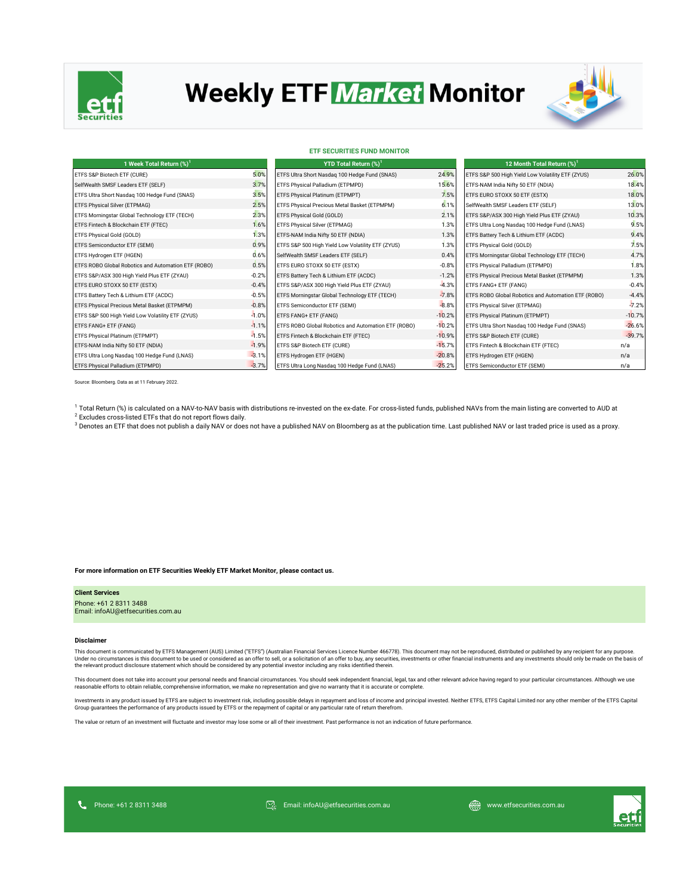# Weekly ETF Market Monitor

### ETF SECURITIES FUND MONITOR

| 1 Week Total Return (%)[1] | | YTD Total Return (%)[1] | | 12 Month Total Return (%)[1] | |
|---|---|---|---|---|---|
| ETFS S&P Biotech ETF (CURE) | 5.0% | ETFS Ultra Short Nasdaq 100 Hedge Fund (SNAS) | 24.9% | ETFS S&P 500 High Yield Low Volatility ETF (ZYUS) | 26.0% |
| SelfWealth SMSF Leaders ETF (SELF) | 3.7% | ETFS Physical Palladium (ETPMPD) | 15.6% | ETFS-NAM India Nifty 50 ETF (NDIA) | 18.4% |
| ETFS Ultra Short Nasdaq 100 Hedge Fund (SNAS) | 3.5% | ETFS Physical Platinum (ETPMPT) | 7.5% | ETFS EURO STOXX 50 ETF (ESTX) | 18.0% |
| ETFS Physical Silver (ETPMAG) | 2.5% | ETFS Physical Precious Metal Basket (ETPMPM) | 6.1% | SelfWealth SMSF Leaders ETF (SELF) | 13.0% |
| ETFS Morningstar Global Technology ETF (TECH) | 2.3% | ETFS Physical Gold (GOLD) | 2.1% | ETFS S&P/ASX 300 High Yield Plus ETF (ZYAU) | 10.3% |
| ETFS Fintech & Blockchain ETF (FTEC) | 1.6% | ETFS Physical Silver (ETPMAG) | 1.3% | ETFS Ultra Long Nasdaq 100 Hedge Fund (LNAS) | 9.5% |
| ETFS Physical Gold (GOLD) | 1.3% | ETFS-NAM India Nifty 50 ETF (NDIA) | 1.3% | ETFS Battery Tech & Lithium ETF (ACDC) | 9.4% |
| ETFS Semiconductor ETF (SEMI) | 0.9% | ETFS S&P 500 High Yield Low Volatility ETF (ZYUS) | 1.3% | ETFS Physical Gold (GOLD) | 7.5% |
| ETFS Hydrogen ETF (HGEN) | 0.6% | SelfWealth SMSF Leaders ETF (SELF) | 0.4% | ETFS Morningstar Global Technology ETF (TECH) | 4.7% |
| ETFS ROBO Global Robotics and Automation ETF (ROBO) | 0.5% | ETFS EURO STOXX 50 ETF (ESTX) | -0.8% | ETFS Physical Palladium (ETPMPD) | 1.8% |
| ETFS S&P/ASX 300 High Yield Plus ETF (ZYAU) | -0.2% | ETFS Battery Tech & Lithium ETF (ACDC) | -1.2% | ETFS Physical Precious Metal Basket (ETPMPM) | 1.3% |
| ETFS EURO STOXX 50 ETF (ESTX) | -0.4% | ETFS S&P/ASX 300 High Yield Plus ETF (ZYAU) | -4.3% | ETFS FANG+ ETF (FANG) | -0.4% |
| ETFS Battery Tech & Lithium ETF (ACDC) | -0.5% | ETFS Morningstar Global Technology ETF (TECH) | -7.8% | ETFS ROBO Global Robotics and Automation ETF (ROBO) | -4.4% |
| ETFS Physical Precious Metal Basket (ETPMPM) | -0.8% | ETFS Semiconductor ETF (SEMI) | -8.8% | ETFS Physical Silver (ETPMAG) | -7.2% |
| ETFS S&P 500 High Yield Low Volatility ETF (ZYUS) | -1.0% | ETFS FANG+ ETF (FANG) | -10.2% | ETFS Physical Platinum (ETPMPT) | -10.7% |
| ETFS FANG+ ETF (FANG) | -1.1% | ETFS ROBO Global Robotics and Automation ETF (ROBO) | -10.2% | ETFS Ultra Short Nasdaq 100 Hedge Fund (SNAS) | -26.6% |
| ETFS Physical Platinum (ETPMPT) | -1.5% | ETFS Fintech & Blockchain ETF (FTEC) | -10.9% | ETFS S&P Biotech ETF (CURE) | -39.7% |
| ETFS-NAM India Nifty 50 ETF (NDIA) | -1.9% | ETFS S&P Biotech ETF (CURE) | -15.7% | ETFS Fintech & Blockchain ETF (FTEC) | n/a |
| ETFS Ultra Long Nasdaq 100 Hedge Fund (LNAS) | -3.1% | ETFS Hydrogen ETF (HGEN) | -20.8% | ETFS Hydrogen ETF (HGEN) | n/a |
| ETFS Physical Palladium (ETPMPD) | -3.7% | ETFS Ultra Long Nasdaq 100 Hedge Fund (LNAS) | -25.2% | ETFS Semiconductor ETF (SEMI) | n/a |

Source: Bloomberg. Data as at 11 February 2022.

[1] Total Return (%) is calculated on a NAV-to-NAV basis with distributions re-invested on the ex-date. For cross-listed funds, published NAVs from the main listing are converted to AUD at
[2] Excludes cross-listed ETFs that do not report flows daily.
[3] Denotes an ETF that does not publish a daily NAV or does not have a published NAV on Bloomberg as at the publication time. Last published NAV or last traded price is used as a proxy.

**For more information on ETF Securities Weekly ETF Market Monitor, please contact us.**

**Client Services**
Phone: +61 2 8311 3488
Email: infoAU@etfsecurities.com.au

**Disclaimer**

This document is communicated by ETFS Management (AUS) Limited ("ETFS") (Australian Financial Services Licence Number 466778). This document may not be reproduced, distributed or published by any recipient for any purpose. Under no circumstances is this document to be used or considered as an offer to sell, or a solicitation of an offer to buy, any securities, investments or other financial instruments and any investments should only be made on the basis of the relevant product disclosure statement which should be considered by any potential investor including any risks identified therein.

This document does not take into account your personal needs and financial circumstances. You should seek independent financial, legal, tax and other relevant advice having regard to your particular circumstances. Although we use reasonable efforts to obtain reliable, comprehensive information, we make no representation and give no warranty that it is accurate or complete.

Investments in any product issued by ETFS are subject to investment risk, including possible delays in repayment and loss of income and principal invested. Neither ETFS, ETFS Capital Limited nor any other member of the ETFS Capital Group guarantees the performance of any products issued by ETFS or the repayment of capital or any particular rate of return therefrom.

The value or return of an investment will fluctuate and investor may lose some or all of their investment. Past performance is not an indication of future performance.

Phone: +61 2 8311 3488 Email: infoAU@etfsecurities.com.au www.etfsecurities.com.au